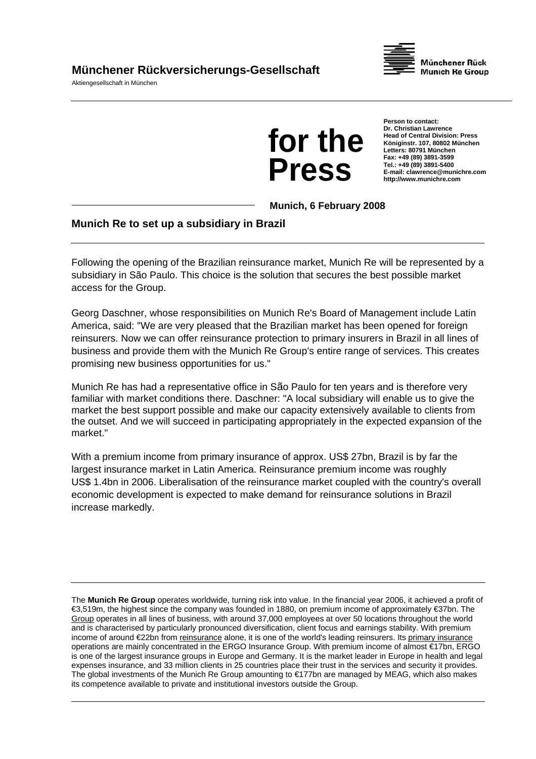# Münchener Rückversicherungs-Gesellschaft

Aktiengesellschaft in München

Münchener Rück
Munich Re Group

**for the Press**

**Person to contact:**
**Dr. Christian Lawrence**
**Head of Central Division: Press**
**Königinstr. 107, 80802 München**
**Letters: 80791 München**
**Fax: +49 (89) 3891-3599**
**Tel.: +49 (89) 3891-5400**
**E-mail: clawrence@munichre.com**
**http://www.munichre.com**

**Munich, 6 February 2008**

## Munich Re to set up a subsidiary in Brazil

Following the opening of the Brazilian reinsurance market, Munich Re will be represented by a subsidiary in São Paulo. This choice is the solution that secures the best possible market access for the Group.

Georg Daschner, whose responsibilities on Munich Re's Board of Management include Latin America, said: "We are very pleased that the Brazilian market has been opened for foreign reinsurers. Now we can offer reinsurance protection to primary insurers in Brazil in all lines of business and provide them with the Munich Re Group's entire range of services. This creates promising new business opportunities for us."

Munich Re has had a representative office in São Paulo for ten years and is therefore very familiar with market conditions there. Daschner: "A local subsidiary will enable us to give the market the best support possible and make our capacity extensively available to clients from the outset. And we will succeed in participating appropriately in the expected expansion of the market."

With a premium income from primary insurance of approx. US$ 27bn, Brazil is by far the largest insurance market in Latin America. Reinsurance premium income was roughly US$ 1.4bn in 2006. Liberalisation of the reinsurance market coupled with the country's overall economic development is expected to make demand for reinsurance solutions in Brazil increase markedly.

---

The **Munich Re Group** operates worldwide, turning risk into value. In the financial year 2006, it achieved a profit of €3,519m, the highest since the company was founded in 1880, on premium income of approximately €37bn. The Group operates in all lines of business, with around 37,000 employees at over 50 locations throughout the world and is characterised by particularly pronounced diversification, client focus and earnings stability. With premium income of around €22bn from reinsurance alone, it is one of the world's leading reinsurers. Its primary insurance operations are mainly concentrated in the ERGO Insurance Group. With premium income of almost €17bn, ERGO is one of the largest insurance groups in Europe and Germany. It is the market leader in Europe in health and legal expenses insurance, and 33 million clients in 25 countries place their trust in the services and security it provides. The global investments of the Munich Re Group amounting to €177bn are managed by MEAG, which also makes its competence available to private and institutional investors outside the Group.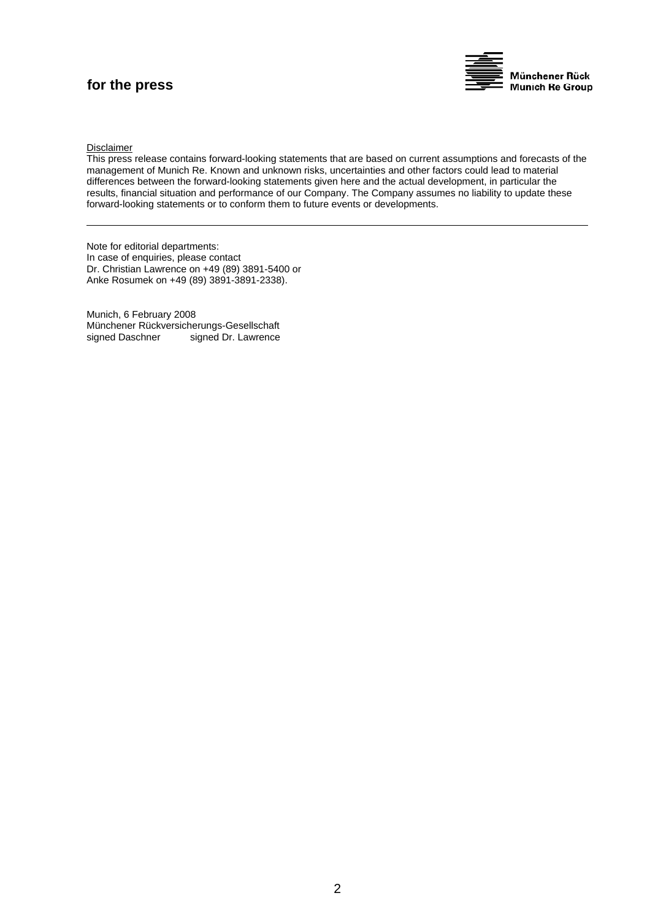Disclaimer

This press release contains forward-looking statements that are based on current assumptions and forecasts of the management of Munich Re. Known and unknown risks, uncertainties and other factors could lead to material differences between the forward-looking statements given here and the actual development, in particular the results, financial situation and performance of our Company. The Company assumes no liability to update these forward-looking statements or to conform them to future events or developments.

---

Note for editorial departments:
In case of enquiries, please contact
Dr. Christian Lawrence on +49 (89) 3891-5400 or
Anke Rosumek on +49 (89) 3891-3891-2338).

Munich, 6 February 2008
Münchener Rückversicherungs-Gesellschaft
signed Daschner signed Dr. Lawrence